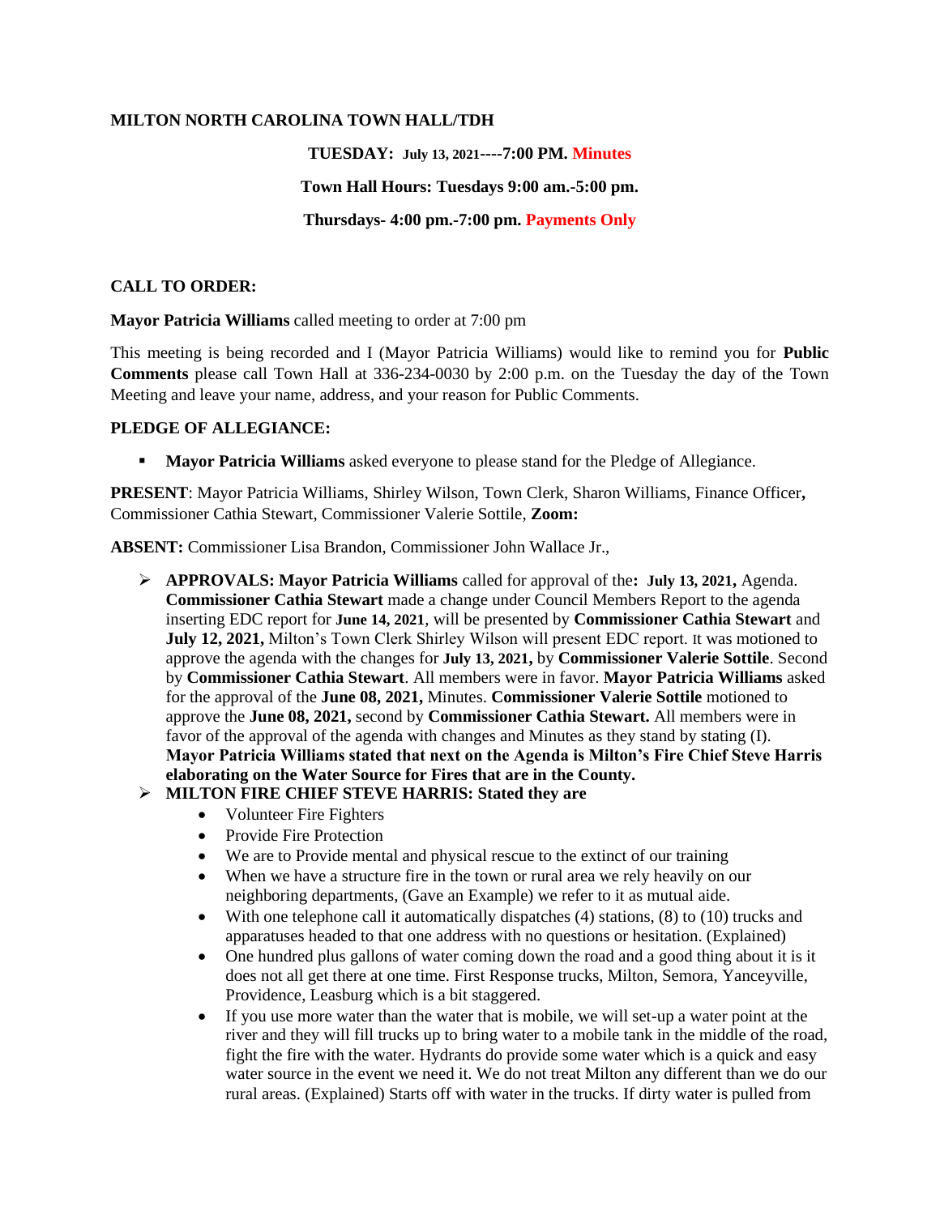**MILTON NORTH CAROLINA TOWN HALL/TDH**

**TUESDAY: July 13, 2021----7:00 PM. Minutes**

**Town Hall Hours: Tuesdays 9:00 am.-5:00 pm.**

**Thursdays- 4:00 pm.-7:00 pm. Payments Only**

**CALL TO ORDER:**

**Mayor Patricia Williams** called meeting to order at 7:00 pm

This meeting is being recorded and I (Mayor Patricia Williams) would like to remind you for **Public Comments** please call Town Hall at 336-234-0030 by 2:00 p.m. on the Tuesday the day of the Town Meeting and leave your name, address, and your reason for Public Comments.

**PLEDGE OF ALLEGIANCE:**

- **Mayor Patricia Williams** asked everyone to please stand for the Pledge of Allegiance.

**PRESENT**: Mayor Patricia Williams, Shirley Wilson, Town Clerk, Sharon Williams, Finance Officer**,** Commissioner Cathia Stewart, Commissioner Valerie Sottile, **Zoom:**

**ABSENT:** Commissioner Lisa Brandon, Commissioner John Wallace Jr.,

- **APPROVALS: Mayor Patricia Williams** called for approval of the**: July 13, 2021,** Agenda. **Commissioner Cathia Stewart** made a change under Council Members Report to the agenda inserting EDC report for **June 14, 2021**, will be presented by **Commissioner Cathia Stewart** and **July 12, 2021,** Milton's Town Clerk Shirley Wilson will present EDC report. It was motioned to approve the agenda with the changes for **July 13, 2021,** by **Commissioner Valerie Sottile**. Second by **Commissioner Cathia Stewart**. All members were in favor. **Mayor Patricia Williams** asked for the approval of the **June 08, 2021,** Minutes. **Commissioner Valerie Sottile** motioned to approve the **June 08, 2021,** second by **Commissioner Cathia Stewart.** All members were in favor of the approval of the agenda with changes and Minutes as they stand by stating (I). **Mayor Patricia Williams stated that next on the Agenda is Milton's Fire Chief Steve Harris elaborating on the Water Source for Fires that are in the County.**
- **MILTON FIRE CHIEF STEVE HARRIS: Stated they are**
  - Volunteer Fire Fighters
  - Provide Fire Protection
  - We are to Provide mental and physical rescue to the extinct of our training
  - When we have a structure fire in the town or rural area we rely heavily on our neighboring departments, (Gave an Example) we refer to it as mutual aide.
  - With one telephone call it automatically dispatches (4) stations, (8) to (10) trucks and apparatuses headed to that one address with no questions or hesitation. (Explained)
  - One hundred plus gallons of water coming down the road and a good thing about it is it does not all get there at one time. First Response trucks, Milton, Semora, Yanceyville, Providence, Leasburg which is a bit staggered.
  - If you use more water than the water that is mobile, we will set-up a water point at the river and they will fill trucks up to bring water to a mobile tank in the middle of the road, fight the fire with the water. Hydrants do provide some water which is a quick and easy water source in the event we need it. We do not treat Milton any different than we do our rural areas. (Explained) Starts off with water in the trucks. If dirty water is pulled from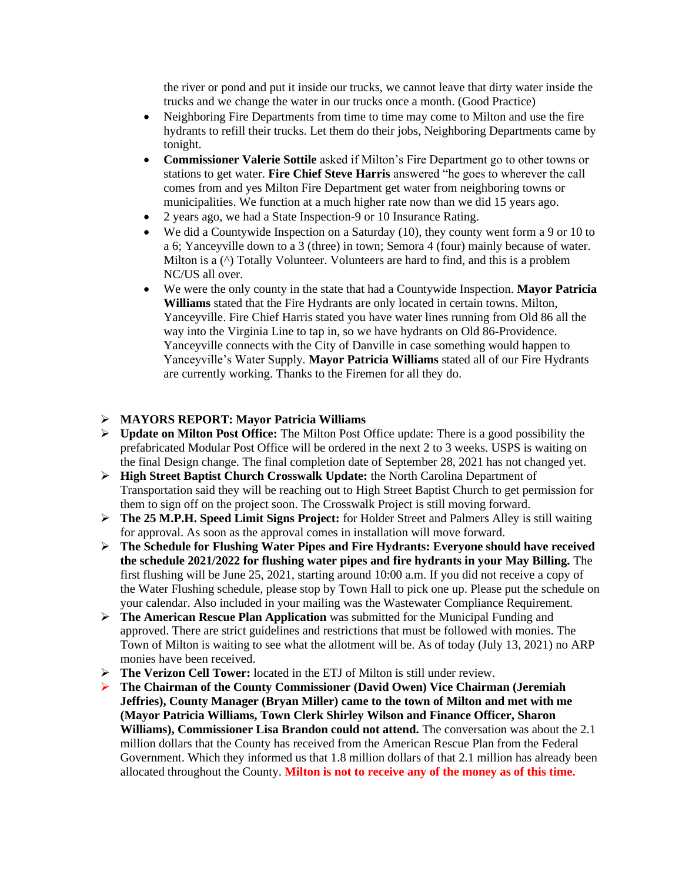the river or pond and put it inside our trucks, we cannot leave that dirty water inside the trucks and we change the water in our trucks once a month. (Good Practice)

- Neighboring Fire Departments from time to time may come to Milton and use the fire hydrants to refill their trucks. Let them do their jobs, Neighboring Departments came by tonight.
- **Commissioner Valerie Sottile** asked if Milton's Fire Department go to other towns or stations to get water. **Fire Chief Steve Harris** answered "he goes to wherever the call comes from and yes Milton Fire Department get water from neighboring towns or municipalities. We function at a much higher rate now than we did 15 years ago.
- 2 years ago, we had a State Inspection-9 or 10 Insurance Rating.
- We did a Countywide Inspection on a Saturday (10), they county went form a 9 or 10 to a 6; Yanceyville down to a 3 (three) in town; Semora 4 (four) mainly because of water. Milton is a (^) Totally Volunteer. Volunteers are hard to find, and this is a problem NC/US all over.
- We were the only county in the state that had a Countywide Inspection. **Mayor Patricia Williams** stated that the Fire Hydrants are only located in certain towns. Milton, Yanceyville. Fire Chief Harris stated you have water lines running from Old 86 all the way into the Virginia Line to tap in, so we have hydrants on Old 86-Providence. Yanceyville connects with the City of Danville in case something would happen to Yanceyville's Water Supply. **Mayor Patricia Williams** stated all of our Fire Hydrants are currently working. Thanks to the Firemen for all they do.

- **MAYORS REPORT: Mayor Patricia Williams**
- **Update on Milton Post Office:** The Milton Post Office update: There is a good possibility the prefabricated Modular Post Office will be ordered in the next 2 to 3 weeks. USPS is waiting on the final Design change. The final completion date of September 28, 2021 has not changed yet.
- **High Street Baptist Church Crosswalk Update:** the North Carolina Department of Transportation said they will be reaching out to High Street Baptist Church to get permission for them to sign off on the project soon. The Crosswalk Project is still moving forward.
- **The 25 M.P.H. Speed Limit Signs Project:** for Holder Street and Palmers Alley is still waiting for approval. As soon as the approval comes in installation will move forward.
- **The Schedule for Flushing Water Pipes and Fire Hydrants: Everyone should have received the schedule 2021/2022 for flushing water pipes and fire hydrants in your May Billing.** The first flushing will be June 25, 2021, starting around 10:00 a.m. If you did not receive a copy of the Water Flushing schedule, please stop by Town Hall to pick one up. Please put the schedule on your calendar. Also included in your mailing was the Wastewater Compliance Requirement.
- **The American Rescue Plan Application** was submitted for the Municipal Funding and approved. There are strict guidelines and restrictions that must be followed with monies. The Town of Milton is waiting to see what the allotment will be. As of today (July 13, 2021) no ARP monies have been received.
- **The Verizon Cell Tower:** located in the ETJ of Milton is still under review.
- **The Chairman of the County Commissioner (David Owen) Vice Chairman (Jeremiah Jeffries), County Manager (Bryan Miller) came to the town of Milton and met with me (Mayor Patricia Williams, Town Clerk Shirley Wilson and Finance Officer, Sharon Williams), Commissioner Lisa Brandon could not attend.** The conversation was about the 2.1 million dollars that the County has received from the American Rescue Plan from the Federal Government. Which they informed us that 1.8 million dollars of that 2.1 million has already been allocated throughout the County. **Milton is not to receive any of the money as of this time.**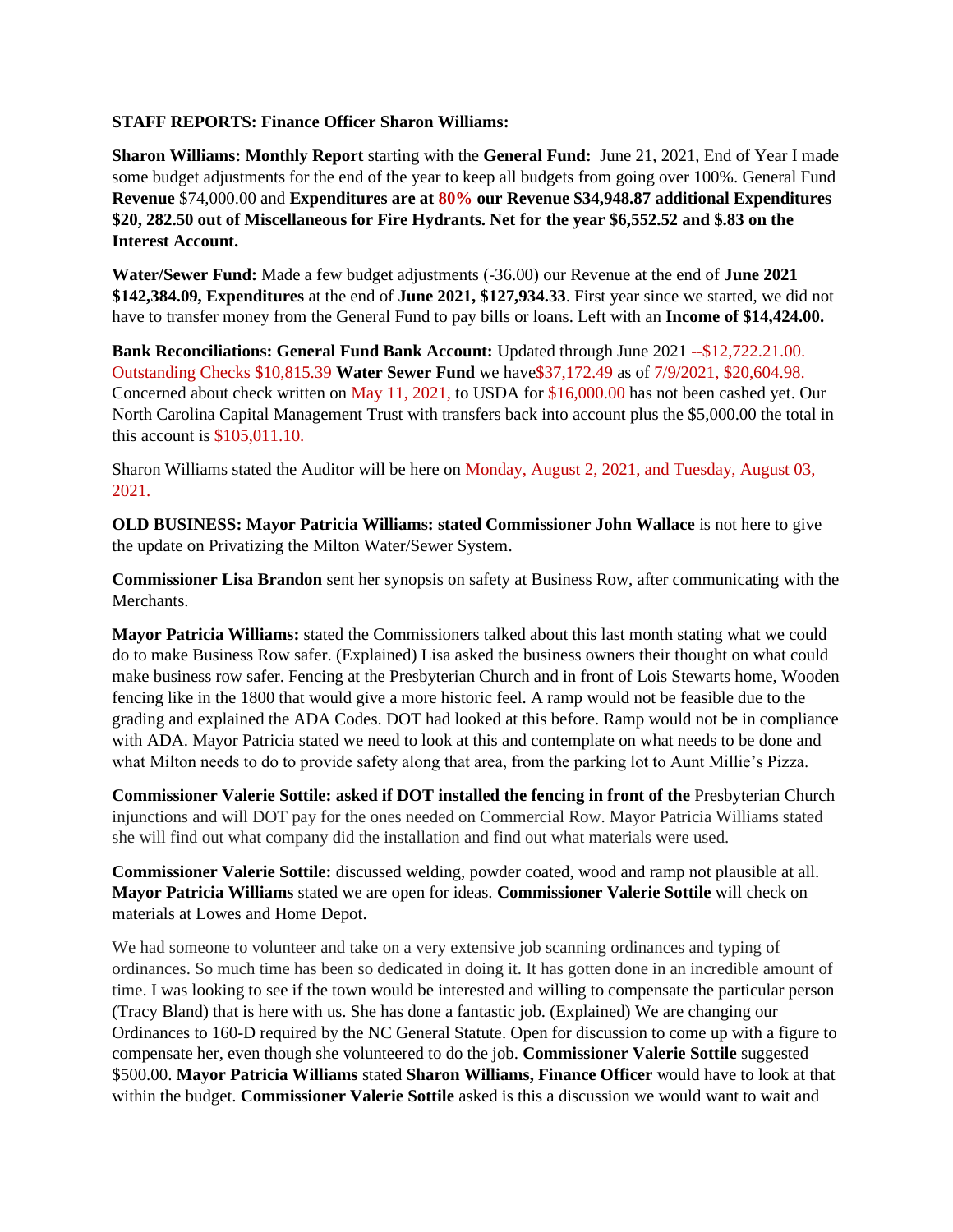**STAFF REPORTS: Finance Officer Sharon Williams:**

**Sharon Williams: Monthly Report** starting with the **General Fund:** June 21, 2021, End of Year I made some budget adjustments for the end of the year to keep all budgets from going over 100%. General Fund **Revenue** $74,000.00 and **Expenditures are at 80% our Revenue $34,948.87 additional Expenditures $20, 282.50 out of Miscellaneous for Fire Hydrants. Net for the year $6,552.52 and $.83 on the Interest Account.**

**Water/Sewer Fund:** Made a few budget adjustments (-36.00) our Revenue at the end of **June 2021 $142,384.09, Expenditures** at the end of **June 2021, $127,934.33**. First year since we started, we did not have to transfer money from the General Fund to pay bills or loans. Left with an **Income of $14,424.00.**

**Bank Reconciliations: General Fund Bank Account:** Updated through June 2021 --$12,722.21.00. Outstanding Checks $10,815.39 **Water Sewer Fund** we have$37,172.49 as of 7/9/2021, $20,604.98. Concerned about check written on May 11, 2021, to USDA for $16,000.00 has not been cashed yet. Our North Carolina Capital Management Trust with transfers back into account plus the $5,000.00 the total in this account is $105,011.10.

Sharon Williams stated the Auditor will be here on Monday, August 2, 2021, and Tuesday, August 03, 2021.

**OLD BUSINESS: Mayor Patricia Williams: stated Commissioner John Wallace** is not here to give the update on Privatizing the Milton Water/Sewer System.

**Commissioner Lisa Brandon** sent her synopsis on safety at Business Row, after communicating with the Merchants.

**Mayor Patricia Williams:** stated the Commissioners talked about this last month stating what we could do to make Business Row safer. (Explained) Lisa asked the business owners their thought on what could make business row safer. Fencing at the Presbyterian Church and in front of Lois Stewarts home, Wooden fencing like in the 1800 that would give a more historic feel. A ramp would not be feasible due to the grading and explained the ADA Codes. DOT had looked at this before. Ramp would not be in compliance with ADA. Mayor Patricia stated we need to look at this and contemplate on what needs to be done and what Milton needs to do to provide safety along that area, from the parking lot to Aunt Millie's Pizza.

**Commissioner Valerie Sottile: asked if DOT installed the fencing in front of the** Presbyterian Church injunctions and will DOT pay for the ones needed on Commercial Row. Mayor Patricia Williams stated she will find out what company did the installation and find out what materials were used.

**Commissioner Valerie Sottile:** discussed welding, powder coated, wood and ramp not plausible at all. **Mayor Patricia Williams** stated we are open for ideas. **Commissioner Valerie Sottile** will check on materials at Lowes and Home Depot.

We had someone to volunteer and take on a very extensive job scanning ordinances and typing of ordinances. So much time has been so dedicated in doing it. It has gotten done in an incredible amount of time. I was looking to see if the town would be interested and willing to compensate the particular person (Tracy Bland) that is here with us. She has done a fantastic job. (Explained) We are changing our Ordinances to 160-D required by the NC General Statute. Open for discussion to come up with a figure to compensate her, even though she volunteered to do the job. **Commissioner Valerie Sottile** suggested $500.00. **Mayor Patricia Williams** stated **Sharon Williams, Finance Officer** would have to look at that within the budget. **Commissioner Valerie Sottile** asked is this a discussion we would want to wait and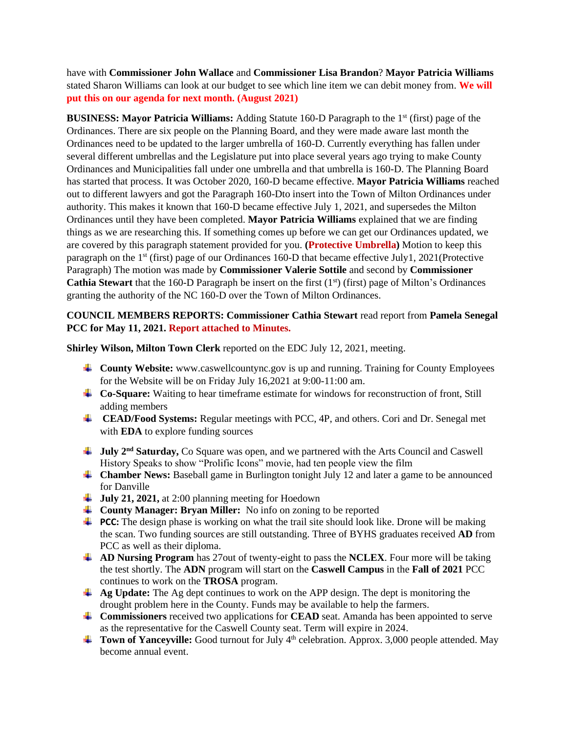have with **Commissioner John Wallace** and **Commissioner Lisa Brandon**? **Mayor Patricia Williams** stated Sharon Williams can look at our budget to see which line item we can debit money from. **We will put this on our agenda for next month. (August 2021)**

**BUSINESS: Mayor Patricia Williams:** Adding Statute 160-D Paragraph to the 1st (first) page of the Ordinances. There are six people on the Planning Board, and they were made aware last month the Ordinances need to be updated to the larger umbrella of 160-D. Currently everything has fallen under several different umbrellas and the Legislature put into place several years ago trying to make County Ordinances and Municipalities fall under one umbrella and that umbrella is 160-D. The Planning Board has started that process. It was October 2020, 160-D became effective. **Mayor Patricia Williams** reached out to different lawyers and got the Paragraph 160-Dto insert into the Town of Milton Ordinances under authority. This makes it known that 160-D became effective July 1, 2021, and supersedes the Milton Ordinances until they have been completed. **Mayor Patricia Williams** explained that we are finding things as we are researching this. If something comes up before we can get our Ordinances updated, we are covered by this paragraph statement provided for you. **(Protective Umbrella)** Motion to keep this paragraph on the 1st (first) page of our Ordinances 160-D that became effective July1, 2021(Protective Paragraph) The motion was made by **Commissioner Valerie Sottile** and second by **Commissioner Cathia Stewart** that the 160-D Paragraph be insert on the first (1st) (first) page of Milton's Ordinances granting the authority of the NC 160-D over the Town of Milton Ordinances.

**COUNCIL MEMBERS REPORTS: Commissioner Cathia Stewart** read report from **Pamela Senegal PCC for May 11, 2021. Report attached to Minutes.**

**Shirley Wilson, Milton Town Clerk** reported on the EDC July 12, 2021, meeting.

- **County Website:** www.caswellcountync.gov is up and running. Training for County Employees for the Website will be on Friday July 16,2021 at 9:00-11:00 am.
- **Co-Square:** Waiting to hear timeframe estimate for windows for reconstruction of front, Still adding members
- **CEAD/Food Systems:** Regular meetings with PCC, 4P, and others. Cori and Dr. Senegal met with **EDA** to explore funding sources
- **July 2nd Saturday,** Co Square was open, and we partnered with the Arts Council and Caswell History Speaks to show "Prolific Icons" movie, had ten people view the film
- **Chamber News:** Baseball game in Burlington tonight July 12 and later a game to be announced for Danville
- **July 21, 2021,** at 2:00 planning meeting for Hoedown
- **County Manager: Bryan Miller:** No info on zoning to be reported
- **PCC:** The design phase is working on what the trail site should look like. Drone will be making the scan. Two funding sources are still outstanding. Three of BYHS graduates received **AD** from PCC as well as their diploma.
- **AD Nursing Program** has 27out of twenty-eight to pass the **NCLEX**. Four more will be taking the test shortly. The **ADN** program will start on the **Caswell Campus** in the **Fall of 2021** PCC continues to work on the **TROSA** program.
- **Ag Update:** The Ag dept continues to work on the APP design. The dept is monitoring the drought problem here in the County. Funds may be available to help the farmers.
- **Commissioners** received two applications for **CEAD** seat. Amanda has been appointed to serve as the representative for the Caswell County seat. Term will expire in 2024.
- **Town of Yanceyville:** Good turnout for July 4th celebration. Approx. 3,000 people attended. May become annual event.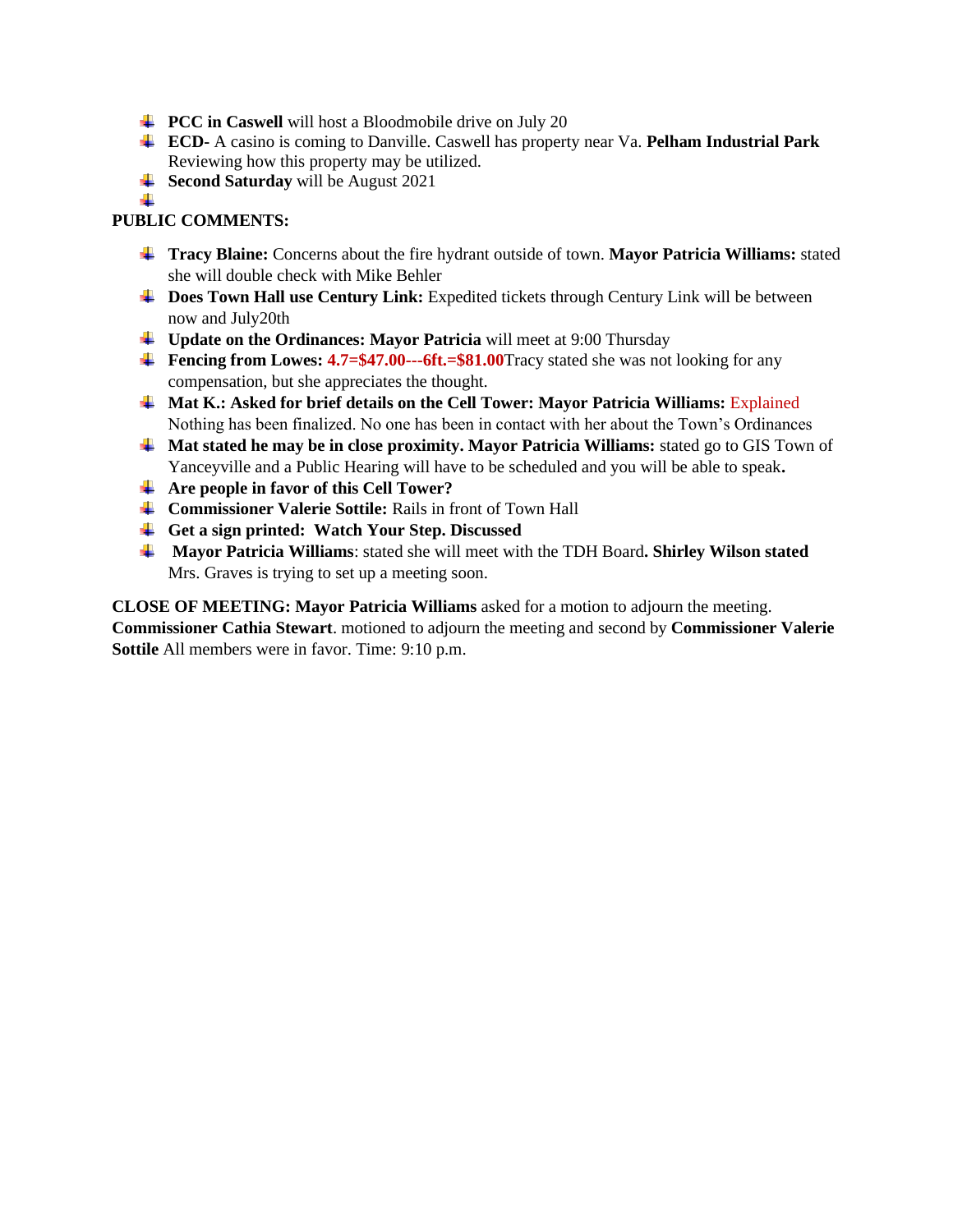- **PCC in Caswell** will host a Bloodmobile drive on July 20
- **ECD-** A casino is coming to Danville. Caswell has property near Va. **Pelham Industrial Park** Reviewing how this property may be utilized.
- **Second Saturday** will be August 2021
-

**PUBLIC COMMENTS:**

- **Tracy Blaine:** Concerns about the fire hydrant outside of town. **Mayor Patricia Williams:** stated she will double check with Mike Behler
- **Does Town Hall use Century Link:** Expedited tickets through Century Link will be between now and July20th
- **Update on the Ordinances: Mayor Patricia** will meet at 9:00 Thursday
- **Fencing from Lowes: 4.7=$47.00---6ft.=$81.00**Tracy stated she was not looking for any compensation, but she appreciates the thought.
- **Mat K.: Asked for brief details on the Cell Tower: Mayor Patricia Williams:** Explained Nothing has been finalized. No one has been in contact with her about the Town's Ordinances
- **Mat stated he may be in close proximity. Mayor Patricia Williams:** stated go to GIS Town of Yanceyville and a Public Hearing will have to be scheduled and you will be able to speak**.**
- **Are people in favor of this Cell Tower?**
- **Commissioner Valerie Sottile:** Rails in front of Town Hall
- **Get a sign printed: Watch Your Step. Discussed**
- **Mayor Patricia Williams**: stated she will meet with the TDH Board**. Shirley Wilson stated** Mrs. Graves is trying to set up a meeting soon.

**CLOSE OF MEETING: Mayor Patricia Williams** asked for a motion to adjourn the meeting. **Commissioner Cathia Stewart**. motioned to adjourn the meeting and second by **Commissioner Valerie Sottile** All members were in favor. Time: 9:10 p.m.